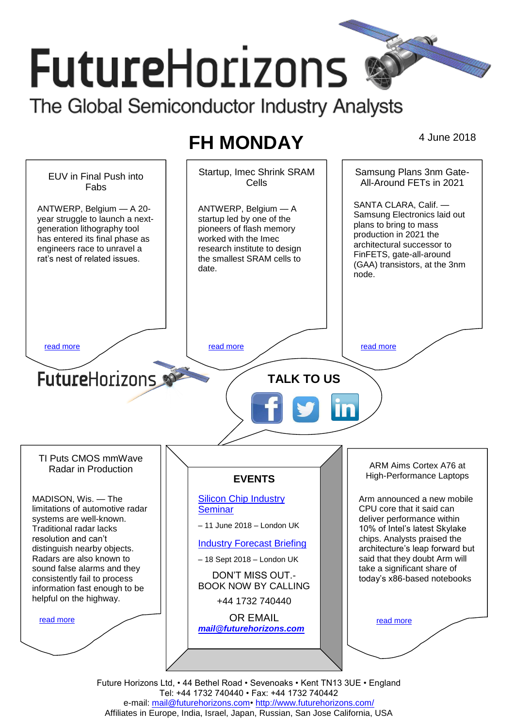# FutureHorizons

The Global Semiconductor Industry Analysts

## FH MONDAY

4 June 2018

### EUV in Final Push into Fabs

ANTWERP, Belgium — A 20-year struggle to launch a next-generation lithography tool has entered its final phase as engineers race to unravel a rat's nest of related issues.

read more

### Startup, Imec Shrink SRAM Cells

ANTWERP, Belgium — A startup led by one of the pioneers of flash memory worked with the Imec research institute to design the smallest SRAM cells to date.

read more

### Samsung Plans 3nm Gate-All-Around FETs in 2021

SANTA CLARA, Calif. — Samsung Electronics laid out plans to bring to mass production in 2021 the architectural successor to FinFETS, gate-all-around (GAA) transistors, at the 3nm node.

read more

FutureHorizons

**TALK TO US**

### TI Puts CMOS mmWave Radar in Production

MADISON, Wis. — The limitations of automotive radar systems are well-known. Traditional radar lacks resolution and can't distinguish nearby objects. Radars are also known to sound false alarms and they consistently fail to process information fast enough to be helpful on the highway.

read more

### EVENTS

Silicon Chip Industry Seminar

– 11 June 2018 – London UK

Industry Forecast Briefing

– 18 Sept 2018 – London UK

DON'T MISS OUT.- BOOK NOW BY CALLING

+44 1732 740440

OR EMAIL

***mail@futurehorizons.com***

### ARM Aims Cortex A76 at High-Performance Laptops

Arm announced a new mobile CPU core that it said can deliver performance within 10% of Intel's latest Skylake chips. Analysts praised the architecture's leap forward but said that they doubt Arm will take a significant share of today's x86-based notebooks

read more

Future Horizons Ltd, • 44 Bethel Road • Sevenoaks • Kent TN13 3UE • England
Tel: +44 1732 740440 • Fax: +44 1732 740442
e-mail: mail@futurehorizons.com• http://www.futurehorizons.com/
Affiliates in Europe, India, Israel, Japan, Russian, San Jose California, USA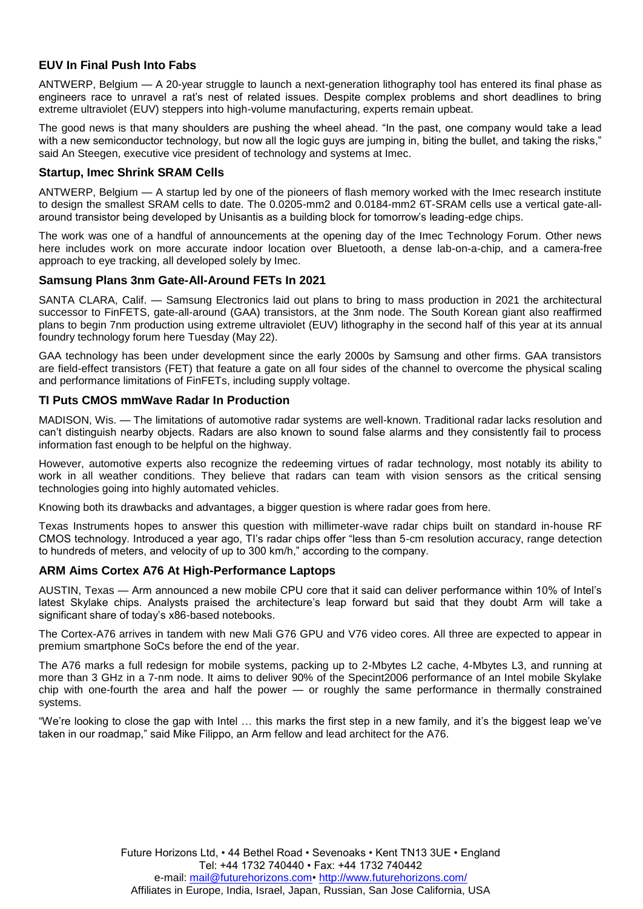### EUV In Final Push Into Fabs

ANTWERP, Belgium — A 20-year struggle to launch a next-generation lithography tool has entered its final phase as engineers race to unravel a rat's nest of related issues. Despite complex problems and short deadlines to bring extreme ultraviolet (EUV) steppers into high-volume manufacturing, experts remain upbeat.

The good news is that many shoulders are pushing the wheel ahead. "In the past, one company would take a lead with a new semiconductor technology, but now all the logic guys are jumping in, biting the bullet, and taking the risks," said An Steegen, executive vice president of technology and systems at Imec.

### Startup, Imec Shrink SRAM Cells

ANTWERP, Belgium — A startup led by one of the pioneers of flash memory worked with the Imec research institute to design the smallest SRAM cells to date. The 0.0205-mm2 and 0.0184-mm2 6T-SRAM cells use a vertical gate-all-around transistor being developed by Unisantis as a building block for tomorrow's leading-edge chips.

The work was one of a handful of announcements at the opening day of the Imec Technology Forum. Other news here includes work on more accurate indoor location over Bluetooth, a dense lab-on-a-chip, and a camera-free approach to eye tracking, all developed solely by Imec.

### Samsung Plans 3nm Gate-All-Around FETs In 2021

SANTA CLARA, Calif. — Samsung Electronics laid out plans to bring to mass production in 2021 the architectural successor to FinFETS, gate-all-around (GAA) transistors, at the 3nm node. The South Korean giant also reaffirmed plans to begin 7nm production using extreme ultraviolet (EUV) lithography in the second half of this year at its annual foundry technology forum here Tuesday (May 22).

GAA technology has been under development since the early 2000s by Samsung and other firms. GAA transistors are field-effect transistors (FET) that feature a gate on all four sides of the channel to overcome the physical scaling and performance limitations of FinFETs, including supply voltage.

### TI Puts CMOS mmWave Radar In Production

MADISON, Wis. — The limitations of automotive radar systems are well-known. Traditional radar lacks resolution and can't distinguish nearby objects. Radars are also known to sound false alarms and they consistently fail to process information fast enough to be helpful on the highway.

However, automotive experts also recognize the redeeming virtues of radar technology, most notably its ability to work in all weather conditions. They believe that radars can team with vision sensors as the critical sensing technologies going into highly automated vehicles.

Knowing both its drawbacks and advantages, a bigger question is where radar goes from here.

Texas Instruments hopes to answer this question with millimeter-wave radar chips built on standard in-house RF CMOS technology. Introduced a year ago, TI's radar chips offer "less than 5-cm resolution accuracy, range detection to hundreds of meters, and velocity of up to 300 km/h," according to the company.

### ARM Aims Cortex A76 At High-Performance Laptops

AUSTIN, Texas — Arm announced a new mobile CPU core that it said can deliver performance within 10% of Intel's latest Skylake chips. Analysts praised the architecture's leap forward but said that they doubt Arm will take a significant share of today's x86-based notebooks.

The Cortex-A76 arrives in tandem with new Mali G76 GPU and V76 video cores. All three are expected to appear in premium smartphone SoCs before the end of the year.

The A76 marks a full redesign for mobile systems, packing up to 2-Mbytes L2 cache, 4-Mbytes L3, and running at more than 3 GHz in a 7-nm node. It aims to deliver 90% of the Specint2006 performance of an Intel mobile Skylake chip with one-fourth the area and half the power — or roughly the same performance in thermally constrained systems.

"We're looking to close the gap with Intel … this marks the first step in a new family, and it's the biggest leap we've taken in our roadmap," said Mike Filippo, an Arm fellow and lead architect for the A76.

Future Horizons Ltd, • 44 Bethel Road • Sevenoaks • Kent TN13 3UE • England
Tel: +44 1732 740440 • Fax: +44 1732 740442
e-mail: mail@futurehorizons.com• http://www.futurehorizons.com/
Affiliates in Europe, India, Israel, Japan, Russian, San Jose California, USA